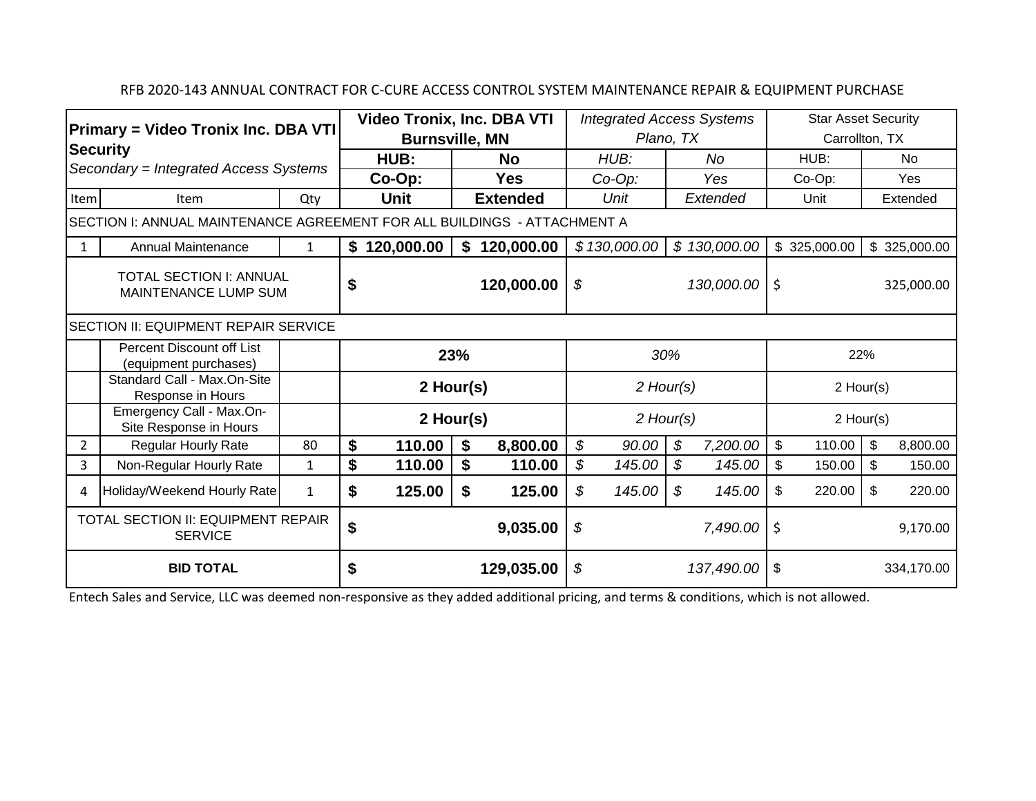RFB 2020-143 ANNUAL CONTRACT FOR C-CURE ACCESS CONTROL SYSTEM MAINTENANCE REPAIR & EQUIPMENT PURCHASE

| **Primary = Video Tronix Inc. DBA VTI Security** *Secondary = Integrated Access Systems* | | | **Video Tronix, Inc. DBA VTI Burnsville, MN** | | *Integrated Access Systems Plano, TX* | | Star Asset Security Carrollton, TX | |
|---|---|---|---|---|---|---|---|---|
| | | | **HUB:** | **No** | *HUB:* | *No* | HUB: | No |
| | | | **Co-Op:** | **Yes** | *Co-Op:* | *Yes* | Co-Op: | Yes |
| Item | Item | Qty | **Unit** | **Extended** | *Unit* | *Extended* | Unit | Extended |
| SECTION I: ANNUAL MAINTENANCE AGREEMENT FOR ALL BUILDINGS - ATTACHMENT A | | | | | | | | |
| 1 | Annual Maintenance | 1 | **$ 120,000.00** | **$ 120,000.00** | *$ 130,000.00* | *$ 130,000.00* | $ 325,000.00 | $ 325,000.00 |
| TOTAL SECTION I: ANNUAL MAINTENANCE LUMP SUM | | | **$ 120,000.00** | | *$ 130,000.00* | | $ 325,000.00 | |
| SECTION II: EQUIPMENT REPAIR SERVICE | | | | | | | | |
| | Percent Discount off List (equipment purchases) | | **23%** | | *30%* | | 22% | |
| | Standard Call - Max.On-Site Response in Hours | | **2 Hour(s)** | | *2 Hour(s)* | | 2 Hour(s) | |
| | Emergency Call - Max.On-Site Response in Hours | | **2 Hour(s)** | | *2 Hour(s)* | | 2 Hour(s) | |
| 2 | Regular Hourly Rate | 80 | **$ 110.00** | **$ 8,800.00** | *$ 90.00* | *$ 7,200.00* | $ 110.00 | $ 8,800.00 |
| 3 | Non-Regular Hourly Rate | 1 | **$ 110.00** | **$ 110.00** | *$ 145.00* | *$ 145.00* | $ 150.00 | $ 150.00 |
| 4 | Holiday/Weekend Hourly Rate | 1 | **$ 125.00** | **$ 125.00** | *$ 145.00* | *$ 145.00* | $ 220.00 | $ 220.00 |
| TOTAL SECTION II: EQUIPMENT REPAIR SERVICE | | | **$ 9,035.00** | | *$ 7,490.00* | | $ 9,170.00 | |
| **BID TOTAL** | | | **$ 129,035.00** | | *$ 137,490.00* | | $ 334,170.00 | |

Entech Sales and Service, LLC was deemed non-responsive as they added additional pricing, and terms & conditions, which is not allowed.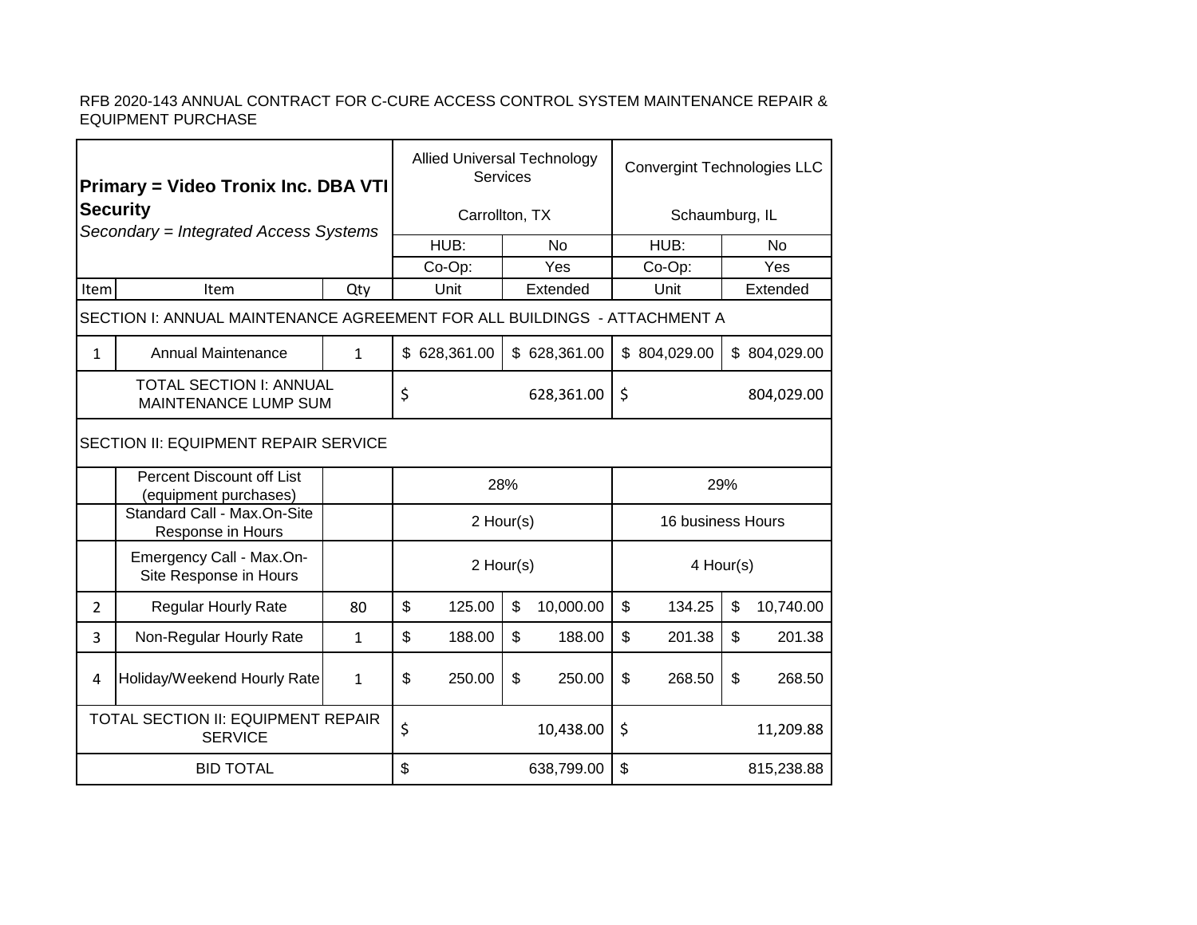RFB 2020-143 ANNUAL CONTRACT FOR C-CURE ACCESS CONTROL SYSTEM MAINTENANCE REPAIR & EQUIPMENT PURCHASE

| **Primary = Video Tronix Inc. DBA VTI Security** *Secondary = Integrated Access Systems* | | | Allied Universal Technology Services Carrollton, TX | | Convergint Technologies LLC Schaumburg, IL | |
|---|---|---|---|---|---|---|
| | | | HUB: | No | HUB: | No |
| | | | Co-Op: | Yes | Co-Op: | Yes |
| Item | Item | Qty | Unit | Extended | Unit | Extended |
| SECTION I: ANNUAL MAINTENANCE AGREEMENT FOR ALL BUILDINGS - ATTACHMENT A | | | | | | |
| 1 | Annual Maintenance | 1 | $ 628,361.00 | $ 628,361.00 | $ 804,029.00 | $ 804,029.00 |
| TOTAL SECTION I: ANNUAL MAINTENANCE LUMP SUM | | | $ 628,361.00 | | $ 804,029.00 | |
| SECTION II: EQUIPMENT REPAIR SERVICE | | | | | | |
| | Percent Discount off List (equipment purchases) | | 28% | | 29% | |
| | Standard Call - Max.On-Site Response in Hours | | 2 Hour(s) | | 16 business Hours | |
| | Emergency Call - Max.On-Site Response in Hours | | 2 Hour(s) | | 4 Hour(s) | |
| 2 | Regular Hourly Rate | 80 | $ 125.00 | $ 10,000.00 | $ 134.25 | $ 10,740.00 |
| 3 | Non-Regular Hourly Rate | 1 | $ 188.00 | $ 188.00 | $ 201.38 | $ 201.38 |
| 4 | Holiday/Weekend Hourly Rate | 1 | $ 250.00 | $ 250.00 | $ 268.50 | $ 268.50 |
| TOTAL SECTION II: EQUIPMENT REPAIR SERVICE | | | $ 10,438.00 | | $ 11,209.88 | |
| BID TOTAL | | | $ 638,799.00 | | $ 815,238.88 | |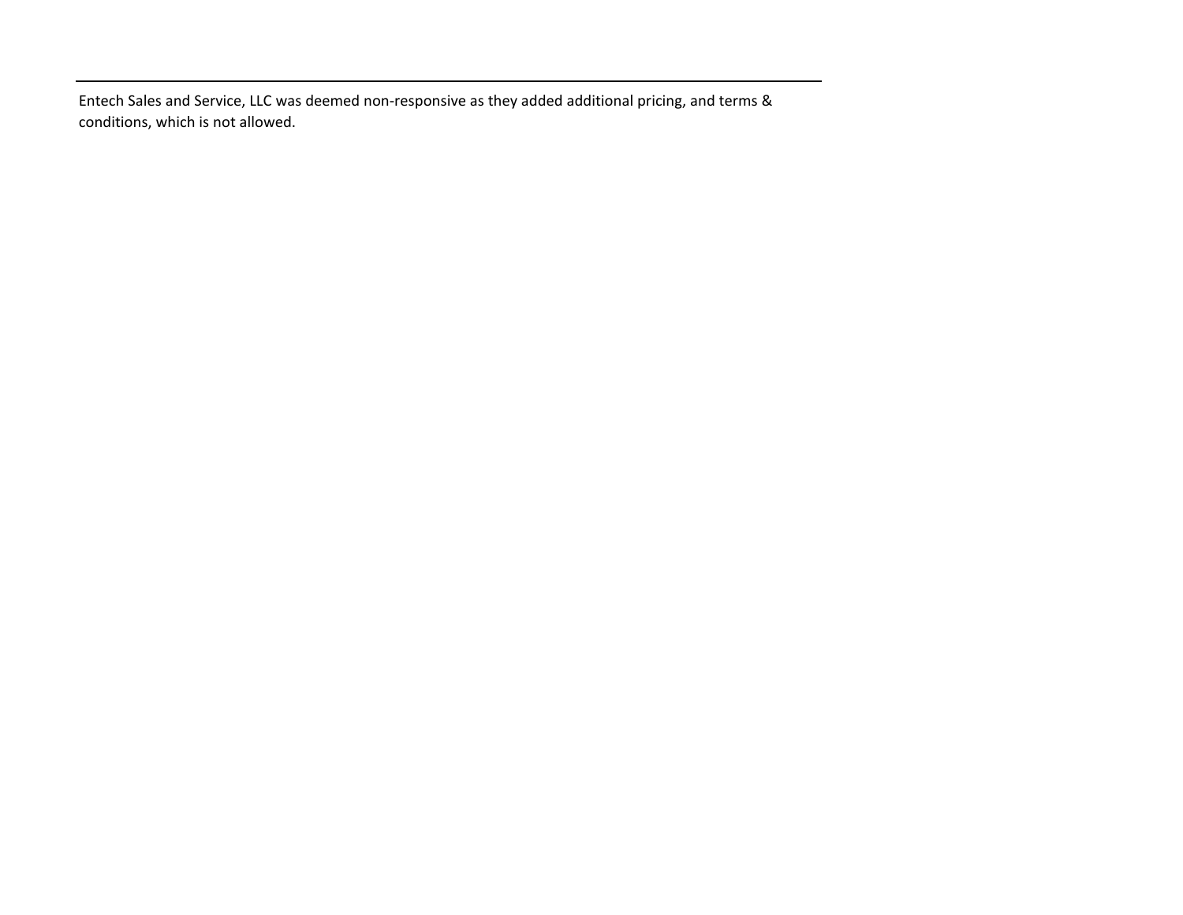Entech Sales and Service, LLC was deemed non-responsive as they added additional pricing, and terms & conditions, which is not allowed.